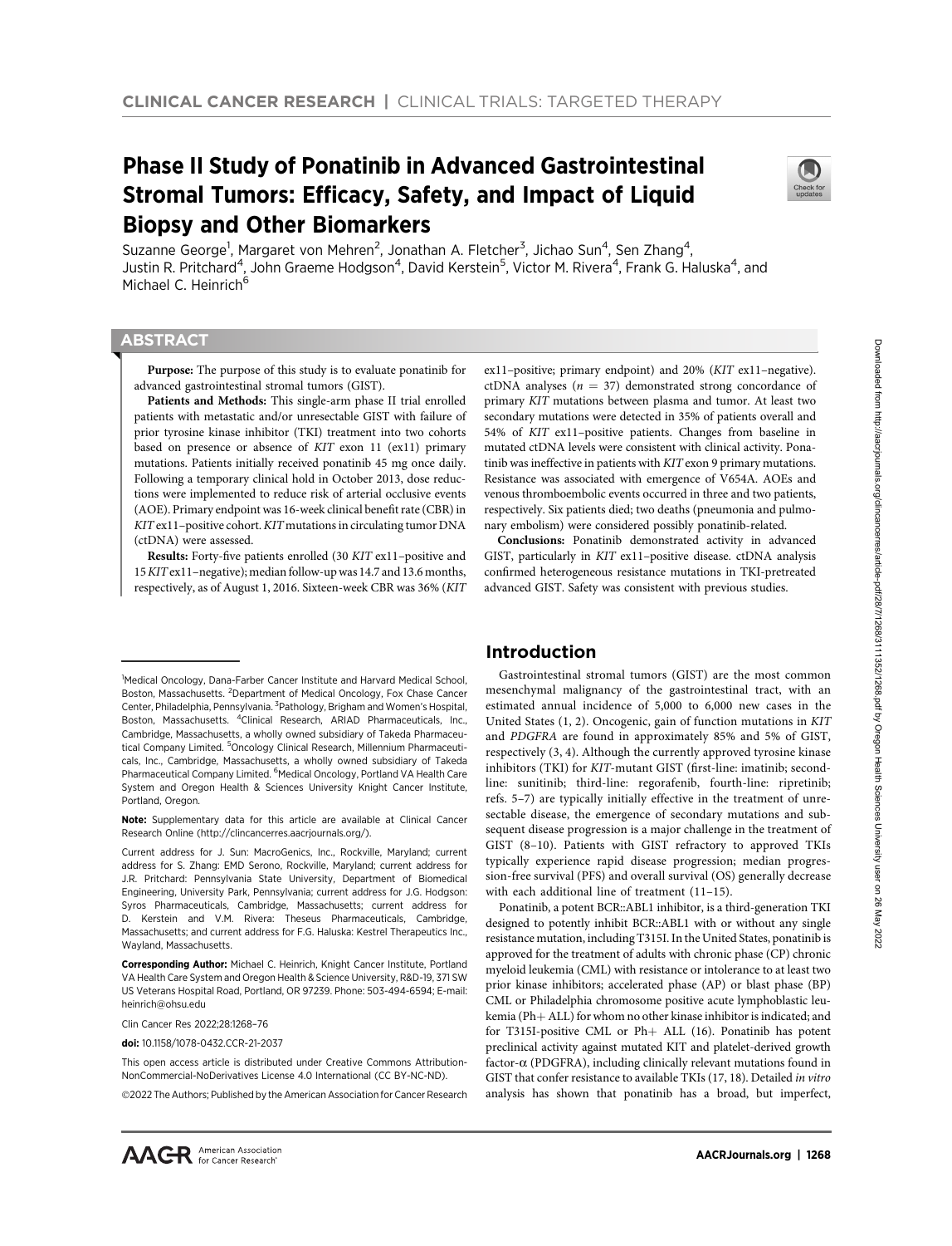CLINICAL CANCER RESEARCH | CLINICAL TRIALS: TARGETED THERAPY

# Phase II Study of Ponatinib in Advanced Gastrointestinal Stromal Tumors: Efficacy, Safety, and Impact of Liquid Biopsy and Other Biomarkers

Suzanne George[1], Margaret von Mehren[2], Jonathan A. Fletcher[3], Jichao Sun[4], Sen Zhang[4], Justin R. Pritchard[4], John Graeme Hodgson[4], David Kerstein[5], Victor M. Rivera[4], Frank G. Haluska[4], and Michael C. Heinrich[6]

## ABSTRACT

**Purpose:** The purpose of this study is to evaluate ponatinib for advanced gastrointestinal stromal tumors (GIST).

**Patients and Methods:** This single-arm phase II trial enrolled patients with metastatic and/or unresectable GIST with failure of prior tyrosine kinase inhibitor (TKI) treatment into two cohorts based on presence or absence of *KIT* exon 11 (ex11) primary mutations. Patients initially received ponatinib 45 mg once daily. Following a temporary clinical hold in October 2013, dose reductions were implemented to reduce risk of arterial occlusive events (AOE). Primary endpoint was 16-week clinical benefit rate (CBR) in *KIT* ex11–positive cohort. *KIT* mutations in circulating tumor DNA (ctDNA) were assessed.

**Results:** Forty-five patients enrolled (30 *KIT* ex11–positive and 15 *KIT* ex11–negative); median follow-up was 14.7 and 13.6 months, respectively, as of August 1, 2016. Sixteen-week CBR was 36% (*KIT* ex11–positive; primary endpoint) and 20% (*KIT* ex11–negative). ctDNA analyses ($n = 37$) demonstrated strong concordance of primary *KIT* mutations between plasma and tumor. At least two secondary mutations were detected in 35% of patients overall and 54% of *KIT* ex11–positive patients. Changes from baseline in mutated ctDNA levels were consistent with clinical activity. Ponatinib was ineffective in patients with *KIT* exon 9 primary mutations. Resistance was associated with emergence of V654A. AOEs and venous thromboembolic events occurred in three and two patients, respectively. Six patients died; two deaths (pneumonia and pulmonary embolism) were considered possibly ponatinib-related.

**Conclusions:** Ponatinib demonstrated activity in advanced GIST, particularly in *KIT* ex11–positive disease. ctDNA analysis confirmed heterogeneous resistance mutations in TKI-pretreated advanced GIST. Safety was consistent with previous studies.

## Introduction

Gastrointestinal stromal tumors (GIST) are the most common mesenchymal malignancy of the gastrointestinal tract, with an estimated annual incidence of 5,000 to 6,000 new cases in the United States (1, 2). Oncogenic, gain of function mutations in *KIT* and *PDGFRA* are found in approximately 85% and 5% of GIST, respectively (3, 4). Although the currently approved tyrosine kinase inhibitors (TKI) for *KIT*-mutant GIST (first-line: imatinib; second-line: sunitinib; third-line: regorafenib, fourth-line: ripretinib; refs. 5–7) are typically initially effective in the treatment of unresectable disease, the emergence of secondary mutations and subsequent disease progression is a major challenge in the treatment of GIST (8–10). Patients with GIST refractory to approved TKIs typically experience rapid disease progression; median progression-free survival (PFS) and overall survival (OS) generally decrease with each additional line of treatment (11–15).

Ponatinib, a potent BCR::ABL1 inhibitor, is a third-generation TKI designed to potently inhibit BCR::ABL1 with or without any single resistance mutation, including T315I. In the United States, ponatinib is approved for the treatment of adults with chronic phase (CP) chronic myeloid leukemia (CML) with resistance or intolerance to at least two prior kinase inhibitors; accelerated phase (AP) or blast phase (BP) CML or Philadelphia chromosome positive acute lymphoblastic leukemia (Ph+ ALL) for whom no other kinase inhibitor is indicated; and for T315I-positive CML or Ph+ ALL (16). Ponatinib has potent preclinical activity against mutated KIT and platelet-derived growth factor-α (PDGFRA), including clinically relevant mutations found in GIST that confer resistance to available TKIs (17, 18). Detailed *in vitro* analysis has shown that ponatinib has a broad, but imperfect,

---

[1]Medical Oncology, Dana-Farber Cancer Institute and Harvard Medical School, Boston, Massachusetts. [2]Department of Medical Oncology, Fox Chase Cancer Center, Philadelphia, Pennsylvania. [3]Pathology, Brigham and Women's Hospital, Boston, Massachusetts. [4]Clinical Research, ARIAD Pharmaceuticals, Inc., Cambridge, Massachusetts, a wholly owned subsidiary of Takeda Pharmaceutical Company Limited. [5]Oncology Clinical Research, Millennium Pharmaceuticals, Inc., Cambridge, Massachusetts, a wholly owned subsidiary of Takeda Pharmaceutical Company Limited. [6]Medical Oncology, Portland VA Health Care System and Oregon Health & Sciences University Knight Cancer Institute, Portland, Oregon.

**Note:** Supplementary data for this article are available at Clinical Cancer Research Online (http://clincancerres.aacrjournals.org/).

Current address for J. Sun: MacroGenics, Inc., Rockville, Maryland; current address for S. Zhang: EMD Serono, Rockville, Maryland; current address for J.R. Pritchard: Pennsylvania State University, Department of Biomedical Engineering, University Park, Pennsylvania; current address for J.G. Hodgson: Syros Pharmaceuticals, Cambridge, Massachusetts; current address for D. Kerstein and V.M. Rivera: Theseus Pharmaceuticals, Cambridge, Massachusetts; and current address for F.G. Haluska: Kestrel Therapeutics Inc., Wayland, Massachusetts.

**Corresponding Author:** Michael C. Heinrich, Knight Cancer Institute, Portland VA Health Care System and Oregon Health & Science University, R&D-19, 371 SW US Veterans Hospital Road, Portland, OR 97239. Phone: 503-494-6594; E-mail: heinrich@ohsu.edu

Clin Cancer Res 2022;28:1268–76

**doi:** 10.1158/1078-0432.CCR-21-2037

This open access article is distributed under Creative Commons Attribution-NonCommercial-NoDerivatives License 4.0 International (CC BY-NC-ND).

©2022 The Authors; Published by the American Association for Cancer Research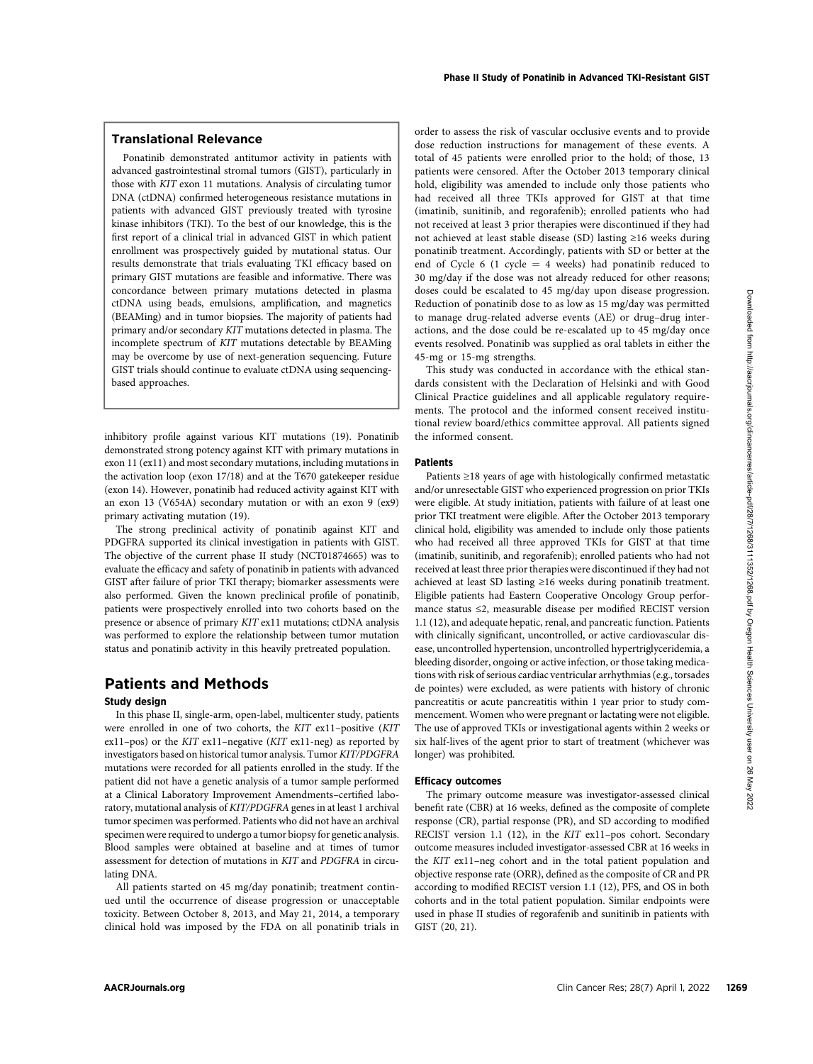## Translational Relevance

Ponatinib demonstrated antitumor activity in patients with advanced gastrointestinal stromal tumors (GIST), particularly in those with *KIT* exon 11 mutations. Analysis of circulating tumor DNA (ctDNA) confirmed heterogeneous resistance mutations in patients with advanced GIST previously treated with tyrosine kinase inhibitors (TKI). To the best of our knowledge, this is the first report of a clinical trial in advanced GIST in which patient enrollment was prospectively guided by mutational status. Our results demonstrate that trials evaluating TKI efficacy based on primary GIST mutations are feasible and informative. There was concordance between primary mutations detected in plasma ctDNA using beads, emulsions, amplification, and magnetics (BEAMing) and in tumor biopsies. The majority of patients had primary and/or secondary *KIT* mutations detected in plasma. The incomplete spectrum of *KIT* mutations detectable by BEAMing may be overcome by use of next-generation sequencing. Future GIST trials should continue to evaluate ctDNA using sequencing-based approaches.

inhibitory profile against various KIT mutations (19). Ponatinib demonstrated strong potency against KIT with primary mutations in exon 11 (ex11) and most secondary mutations, including mutations in the activation loop (exon 17/18) and at the T670 gatekeeper residue (exon 14). However, ponatinib had reduced activity against KIT with an exon 13 (V654A) secondary mutation or with an exon 9 (ex9) primary activating mutation (19).

The strong preclinical activity of ponatinib against KIT and PDGFRA supported its clinical investigation in patients with GIST. The objective of the current phase II study (NCT01874665) was to evaluate the efficacy and safety of ponatinib in patients with advanced GIST after failure of prior TKI therapy; biomarker assessments were also performed. Given the known preclinical profile of ponatinib, patients were prospectively enrolled into two cohorts based on the presence or absence of primary *KIT* ex11 mutations; ctDNA analysis was performed to explore the relationship between tumor mutation status and ponatinib activity in this heavily pretreated population.

## Patients and Methods

### Study design

In this phase II, single-arm, open-label, multicenter study, patients were enrolled in one of two cohorts, the *KIT* ex11–positive (*KIT* ex11–pos) or the *KIT* ex11–negative (*KIT* ex11-neg) as reported by investigators based on historical tumor analysis. Tumor *KIT/PDGFRA* mutations were recorded for all patients enrolled in the study. If the patient did not have a genetic analysis of a tumor sample performed at a Clinical Laboratory Improvement Amendments–certified laboratory, mutational analysis of *KIT/PDGFRA* genes in at least 1 archival tumor specimen was performed. Patients who did not have an archival specimen were required to undergo a tumor biopsy for genetic analysis. Blood samples were obtained at baseline and at times of tumor assessment for detection of mutations in *KIT* and *PDGFRA* in circulating DNA.

All patients started on 45 mg/day ponatinib; treatment continued until the occurrence of disease progression or unacceptable toxicity. Between October 8, 2013, and May 21, 2014, a temporary clinical hold was imposed by the FDA on all ponatinib trials in order to assess the risk of vascular occlusive events and to provide dose reduction instructions for management of these events. A total of 45 patients were enrolled prior to the hold; of those, 13 patients were censored. After the October 2013 temporary clinical hold, eligibility was amended to include only those patients who had received all three TKIs approved for GIST at that time (imatinib, sunitinib, and regorafenib); enrolled patients who had not received at least 3 prior therapies were discontinued if they had not achieved at least stable disease (SD) lasting ≥16 weeks during ponatinib treatment. Accordingly, patients with SD or better at the end of Cycle 6 (1 cycle = 4 weeks) had ponatinib reduced to 30 mg/day if the dose was not already reduced for other reasons; doses could be escalated to 45 mg/day upon disease progression. Reduction of ponatinib dose to as low as 15 mg/day was permitted to manage drug-related adverse events (AE) or drug–drug interactions, and the dose could be re-escalated up to 45 mg/day once events resolved. Ponatinib was supplied as oral tablets in either the 45-mg or 15-mg strengths.

This study was conducted in accordance with the ethical standards consistent with the Declaration of Helsinki and with Good Clinical Practice guidelines and all applicable regulatory requirements. The protocol and the informed consent received institutional review board/ethics committee approval. All patients signed the informed consent.

### Patients

Patients ≥18 years of age with histologically confirmed metastatic and/or unresectable GIST who experienced progression on prior TKIs were eligible. At study initiation, patients with failure of at least one prior TKI treatment were eligible. After the October 2013 temporary clinical hold, eligibility was amended to include only those patients who had received all three approved TKIs for GIST at that time (imatinib, sunitinib, and regorafenib); enrolled patients who had not received at least three prior therapies were discontinued if they had not achieved at least SD lasting ≥16 weeks during ponatinib treatment. Eligible patients had Eastern Cooperative Oncology Group performance status ≤2, measurable disease per modified RECIST version 1.1 (12), and adequate hepatic, renal, and pancreatic function. Patients with clinically significant, uncontrolled, or active cardiovascular disease, uncontrolled hypertension, uncontrolled hypertriglyceridemia, a bleeding disorder, ongoing or active infection, or those taking medications with risk of serious cardiac ventricular arrhythmias (e.g., torsades de pointes) were excluded, as were patients with history of chronic pancreatitis or acute pancreatitis within 1 year prior to study commencement. Women who were pregnant or lactating were not eligible. The use of approved TKIs or investigational agents within 2 weeks or six half-lives of the agent prior to start of treatment (whichever was longer) was prohibited.

### Efficacy outcomes

The primary outcome measure was investigator-assessed clinical benefit rate (CBR) at 16 weeks, defined as the composite of complete response (CR), partial response (PR), and SD according to modified RECIST version 1.1 (12), in the *KIT* ex11–pos cohort. Secondary outcome measures included investigator-assessed CBR at 16 weeks in the *KIT* ex11–neg cohort and in the total patient population and objective response rate (ORR), defined as the composite of CR and PR according to modified RECIST version 1.1 (12), PFS, and OS in both cohorts and in the total patient population. Similar endpoints were used in phase II studies of regorafenib and sunitinib in patients with GIST (20, 21).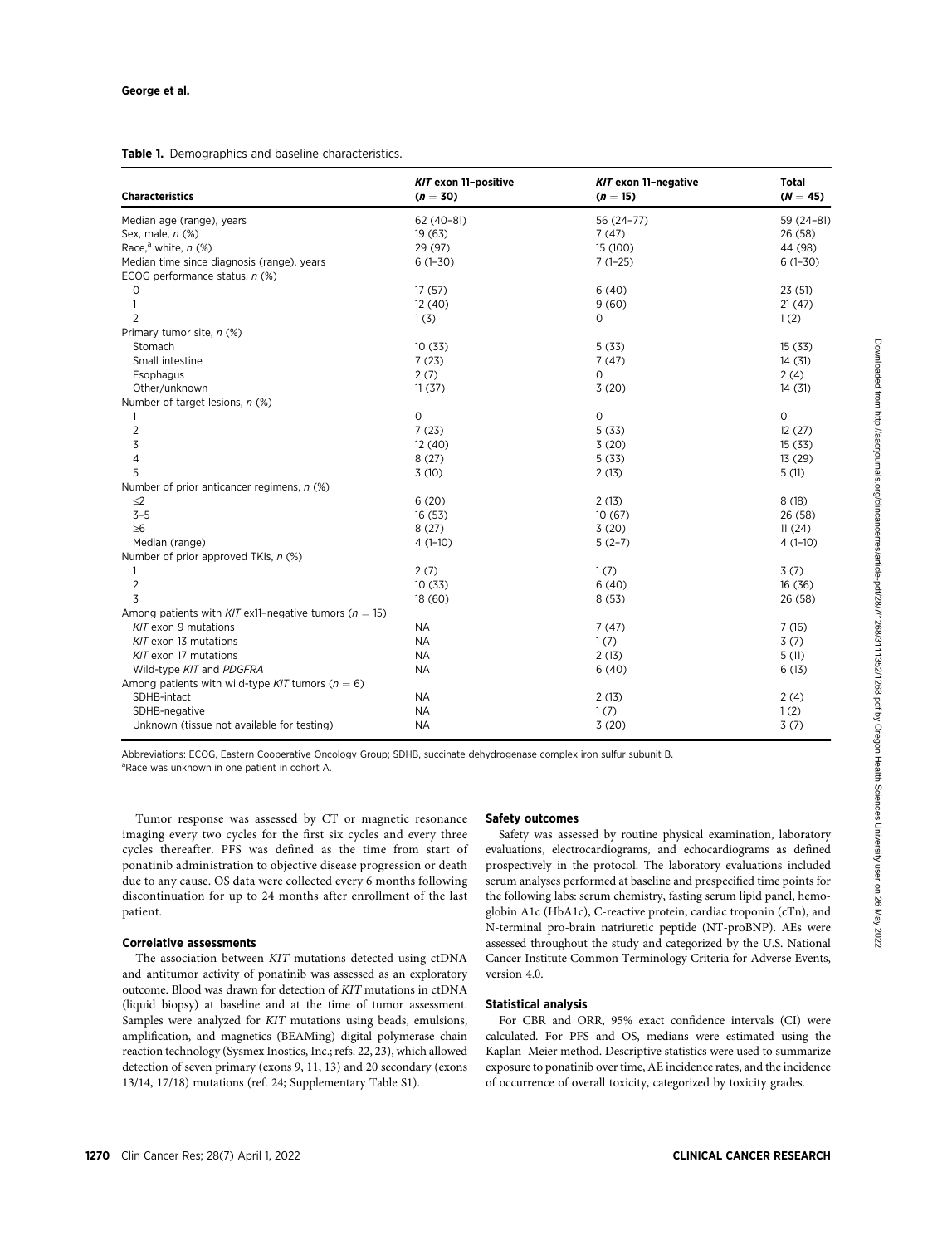**Table 1.** Demographics and baseline characteristics.

| Characteristics | *KIT* exon 11–positive ($n = 30$) | *KIT* exon 11–negative ($n = 15$) | Total ($N = 45$) |
|---|---|---|---|
| Median age (range), years | 62 (40–81) | 56 (24–77) | 59 (24–81) |
| Sex, male, *n* (%) | 19 (63) | 7 (47) | 26 (58) |
| Race,[a] white, *n* (%) | 29 (97) | 15 (100) | 44 (98) |
| Median time since diagnosis (range), years | 6 (1–30) | 7 (1–25) | 6 (1–30) |
| ECOG performance status, *n* (%) | | | |
| 0 | 17 (57) | 6 (40) | 23 (51) |
| 1 | 12 (40) | 9 (60) | 21 (47) |
| 2 | 1 (3) | 0 | 1 (2) |
| Primary tumor site, *n* (%) | | | |
| Stomach | 10 (33) | 5 (33) | 15 (33) |
| Small intestine | 7 (23) | 7 (47) | 14 (31) |
| Esophagus | 2 (7) | 0 | 2 (4) |
| Other/unknown | 11 (37) | 3 (20) | 14 (31) |
| Number of target lesions, *n* (%) | | | |
| 1 | 0 | 0 | 0 |
| 2 | 7 (23) | 5 (33) | 12 (27) |
| 3 | 12 (40) | 3 (20) | 15 (33) |
| 4 | 8 (27) | 5 (33) | 13 (29) |
| 5 | 3 (10) | 2 (13) | 5 (11) |
| Number of prior anticancer regimens, *n* (%) | | | |
| ≤2 | 6 (20) | 2 (13) | 8 (18) |
| 3–5 | 16 (53) | 10 (67) | 26 (58) |
| ≥6 | 8 (27) | 3 (20) | 11 (24) |
| Median (range) | 4 (1–10) | 5 (2–7) | 4 (1–10) |
| Number of prior approved TKIs, *n* (%) | | | |
| 1 | 2 (7) | 1 (7) | 3 (7) |
| 2 | 10 (33) | 6 (40) | 16 (36) |
| 3 | 18 (60) | 8 (53) | 26 (58) |
| Among patients with *KIT* ex11–negative tumors ($n = 15$) | | | |
| *KIT* exon 9 mutations | NA | 7 (47) | 7 (16) |
| *KIT* exon 13 mutations | NA | 1 (7) | 3 (7) |
| *KIT* exon 17 mutations | NA | 2 (13) | 5 (11) |
| Wild-type *KIT* and *PDGFRA* | NA | 6 (40) | 6 (13) |
| Among patients with wild-type *KIT* tumors ($n = 6$) | | | |
| SDHB-intact | NA | 2 (13) | 2 (4) |
| SDHB-negative | NA | 1 (7) | 1 (2) |
| Unknown (tissue not available for testing) | NA | 3 (20) | 3 (7) |

Abbreviations: ECOG, Eastern Cooperative Oncology Group; SDHB, succinate dehydrogenase complex iron sulfur subunit B.
[a]Race was unknown in one patient in cohort A.

Tumor response was assessed by CT or magnetic resonance imaging every two cycles for the first six cycles and every three cycles thereafter. PFS was defined as the time from start of ponatinib administration to objective disease progression or death due to any cause. OS data were collected every 6 months following discontinuation for up to 24 months after enrollment of the last patient.

#### Correlative assessments

The association between *KIT* mutations detected using ctDNA and antitumor activity of ponatinib was assessed as an exploratory outcome. Blood was drawn for detection of *KIT* mutations in ctDNA (liquid biopsy) at baseline and at the time of tumor assessment. Samples were analyzed for *KIT* mutations using beads, emulsions, amplification, and magnetics (BEAMing) digital polymerase chain reaction technology (Sysmex Inostics, Inc.; refs. 22, 23), which allowed detection of seven primary (exons 9, 11, 13) and 20 secondary (exons 13/14, 17/18) mutations (ref. 24; Supplementary Table S1).

#### Safety outcomes

Safety was assessed by routine physical examination, laboratory evaluations, electrocardiograms, and echocardiograms as defined prospectively in the protocol. The laboratory evaluations included serum analyses performed at baseline and at prespecified time points for the following labs: serum chemistry, fasting serum lipid panel, hemoglobin A1c (HbA1c), C-reactive protein, cardiac troponin (cTn), and N-terminal pro-brain natriuretic peptide (NT-proBNP). AEs were assessed throughout the study and categorized by the U.S. National Cancer Institute Common Terminology Criteria for Adverse Events, version 4.0.

#### Statistical analysis

For CBR and ORR, 95% exact confidence intervals (CI) were calculated. For PFS and OS, medians were estimated using the Kaplan–Meier method. Descriptive statistics were used to summarize exposure to ponatinib over time, AE incidence rates, and the incidence of occurrence of overall toxicity, categorized by toxicity grades.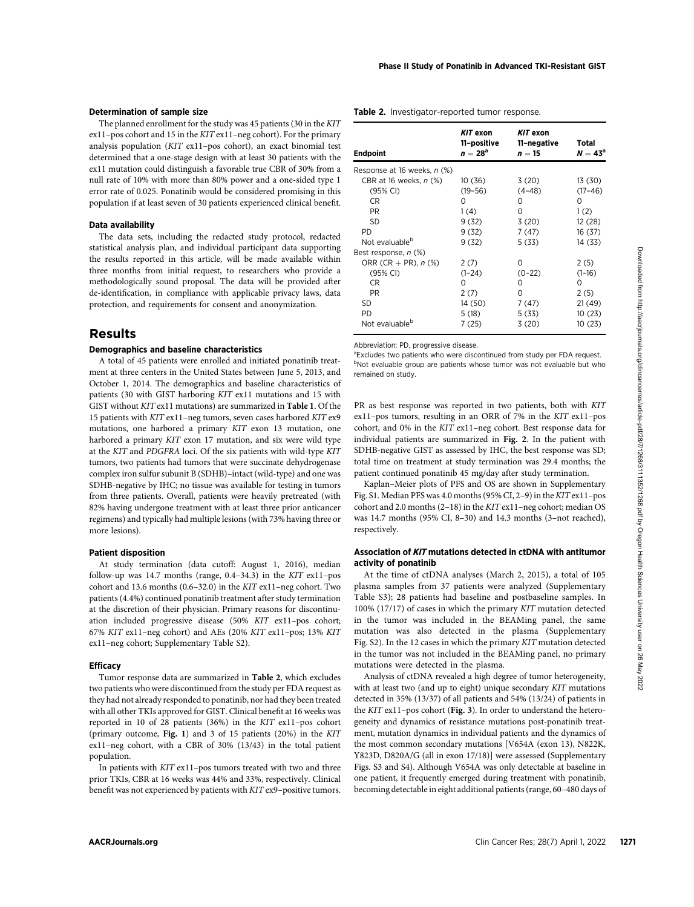### Determination of sample size

The planned enrollment for the study was 45 patients (30 in the *KIT* ex11–pos cohort and 15 in the *KIT* ex11–neg cohort). For the primary analysis population (*KIT* ex11–pos cohort), an exact binomial test determined that a one-stage design with at least 30 patients with the ex11 mutation could distinguish a favorable true CBR of 30% from a null rate of 10% with more than 80% power and a one-sided type 1 error rate of 0.025. Ponatinib would be considered promising in this population if at least seven of 30 patients experienced clinical benefit.

### Data availability

The data sets, including the redacted study protocol, redacted statistical analysis plan, and individual participant data supporting the results reported in this article, will be made available within three months from initial request, to researchers who provide a methodologically sound proposal. The data will be provided after de-identification, in compliance with applicable privacy laws, data protection, and requirements for consent and anonymization.

## Results

### Demographics and baseline characteristics

A total of 45 patients were enrolled and initiated ponatinib treatment at three centers in the United States between June 5, 2013, and October 1, 2014. The demographics and baseline characteristics of patients (30 with GIST harboring *KIT* ex11 mutations and 15 with GIST without *KIT* ex11 mutations) are summarized in **Table 1**. Of the 15 patients with *KIT* ex11–neg tumors, seven cases harbored *KIT* ex9 mutations, one harbored a primary *KIT* exon 13 mutation, one harbored a primary *KIT* exon 17 mutation, and six were wild type at the *KIT* and *PDGFRA* loci. Of the six patients with wild-type *KIT* tumors, two patients had tumors that were succinate dehydrogenase complex iron sulfur subunit B (SDHB)–intact (wild-type) and one was SDHB-negative by IHC; no tissue was available for testing in tumors from three patients. Overall, patients were heavily pretreated (with 82% having undergone treatment with at least three prior anticancer regimens) and typically had multiple lesions (with 73% having three or more lesions).

### Patient disposition

At study termination (data cutoff: August 1, 2016), median follow-up was 14.7 months (range, 0.4–34.3) in the *KIT* ex11–pos cohort and 13.6 months (0.6–32.0) in the *KIT* ex11–neg cohort. Two patients (4.4%) continued ponatinib treatment after study termination at the discretion of their physician. Primary reasons for discontinuation included progressive disease (50% *KIT* ex11–pos cohort; 67% *KIT* ex11–neg cohort) and AEs (20% *KIT* ex11–pos; 13% *KIT* ex11–neg cohort; Supplementary Table S2).

### Efficacy

Tumor response data are summarized in **Table 2**, which excludes two patients who were discontinued from the study per FDA request as they had not already responded to ponatinib, nor had they been treated with all other TKIs approved for GIST. Clinical benefit at 16 weeks was reported in 10 of 28 patients (36%) in the *KIT* ex11–pos cohort (primary outcome, **Fig. 1**) and 3 of 15 patients (20%) in the *KIT* ex11–neg cohort, with a CBR of 30% (13/43) in the total patient population.

In patients with *KIT* ex11–pos tumors treated with two and three prior TKIs, CBR at 16 weeks was 44% and 33%, respectively. Clinical benefit was not experienced by patients with *KIT* ex9–positive tumors.

**Table 2.** Investigator-reported tumor response.

| Endpoint | *KIT* exon 11-positive $n = 28$[a] | *KIT* exon 11–negative $n = 15$ | Total $N = 43$[a] |
|---|---|---|---|
| Response at 16 weeks, *n* (%) | | | |
| CBR at 16 weeks, *n* (%) | 10 (36) | 3 (20) | 13 (30) |
| (95% CI) | (19–56) | (4–48) | (17–46) |
| CR | 0 | 0 | 0 |
| PR | 1 (4) | 0 | 1 (2) |
| SD | 9 (32) | 3 (20) | 12 (28) |
| PD | 9 (32) | 7 (47) | 16 (37) |
| Not evaluable[b] | 9 (32) | 5 (33) | 14 (33) |
| Best response, *n* (%) | | | |
| ORR (CR + PR), *n* (%) | 2 (7) | 0 | 2 (5) |
| (95% CI) | (1–24) | (0–22) | (1–16) |
| CR | 0 | 0 | 0 |
| PR | 2 (7) | 0 | 2 (5) |
| SD | 14 (50) | 7 (47) | 21 (49) |
| PD | 5 (18) | 5 (33) | 10 (23) |
| Not evaluable[b] | 7 (25) | 3 (20) | 10 (23) |

Abbreviation: PD, progressive disease.
[a]Excludes two patients who were discontinued from study per FDA request.
[b]Not evaluable group are patients whose tumor was not evaluable but who remained on study.

PR as best response was reported in two patients, both with *KIT* ex11–pos tumors, resulting in an ORR of 7% in the *KIT* ex11–pos cohort, and 0% in the *KIT* ex11–neg cohort. Best response data for individual patients are summarized in **Fig. 2**. In the patient with SDHB-negative GIST as assessed by IHC, the best response was SD; total time on treatment at study termination was 29.4 months; the patient continued ponatinib 45 mg/day after study termination.

Kaplan–Meier plots of PFS and OS are shown in Supplementary Fig. S1. Median PFS was 4.0 months (95% CI, 2–9) in the *KIT* ex11–pos cohort and 2.0 months (2–18) in the *KIT* ex11–neg cohort; median OS was 14.7 months (95% CI, 8–30) and 14.3 months (3–not reached), respectively.

### Association of *KIT* mutations detected in ctDNA with antitumor activity of ponatinib

At the time of ctDNA analyses (March 2, 2015), a total of 105 plasma samples from 37 patients were analyzed (Supplementary Table S3); 28 patients had baseline and postbaseline samples. In 100% (17/17) of cases in which the primary *KIT* mutation detected in the tumor was included in the BEAMing panel, the same mutation was also detected in the plasma (Supplementary Fig. S2). In the 12 cases in which the primary *KIT* mutation detected in the tumor was not included in the BEAMing panel, no primary mutations were detected in the plasma.

Analysis of ctDNA revealed a high degree of tumor heterogeneity, with at least two (and up to eight) unique secondary *KIT* mutations detected in 35% (13/37) of all patients and 54% (13/24) of patients in the *KIT* ex11–pos cohort (**Fig. 3**). In order to understand the heterogeneity and dynamics of resistance mutations post-ponatinib treatment, mutation dynamics in individual patients and the dynamics of the most common secondary mutations [V654A (exon 13), N822K, Y823D, D820A/G (all in exon 17/18)] were assessed (Supplementary Figs. S3 and S4). Although V654A was only detectable at baseline in one patient, it frequently emerged during treatment with ponatinib, becoming detectable in eight additional patients (range, 60–480 days of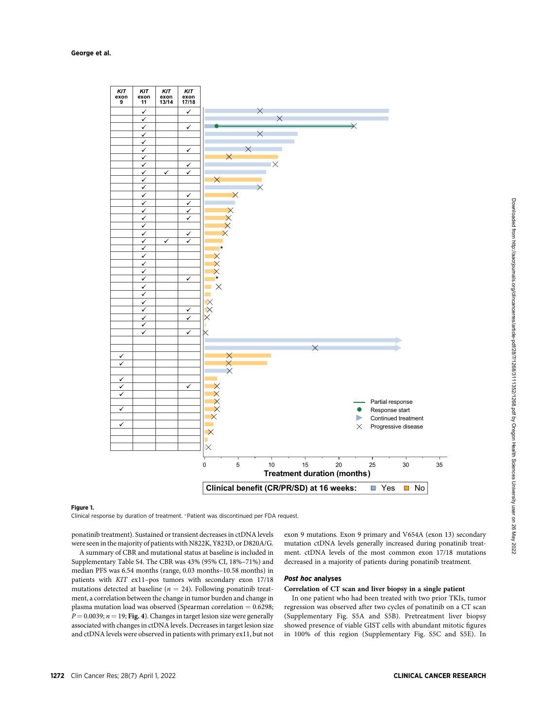**Figure 1.**

Clinical response by duration of treatment. *Patient was discontinued per FDA request.

ponatinib treatment). Sustained or transient decreases in ctDNA levels were seen in the majority of patients with N822K, Y823D, or D820A/G.

A summary of CBR and mutational status at baseline is included in Supplementary Table S4. The CBR was 43% (95% CI, 18%–71%) and median PFS was 6.54 months (range, 0.03 months–10.58 months) in patients with *KIT* ex11–pos tumors with secondary exon 17/18 mutations detected at baseline ($n = 24$). Following ponatinib treatment, a correlation between the change in tumor burden and change in plasma mutation load was observed (Spearman correlation = 0.6298; $P = 0.0039$; $n = 19$; **Fig. 4**). Changes in target lesion size were generally associated with changes in ctDNA levels. Decreases in target lesion size and ctDNA levels were observed in patients with primary ex11, but not exon 9 mutations. Exon 9 primary and V654A (exon 13) secondary mutation ctDNA levels generally increased during ponatinib treatment. ctDNA levels of the most common exon 17/18 mutations decreased in a majority of patients during ponatinib treatment.

### *Post hoc* analyses

#### Correlation of CT scan and liver biopsy in a single patient

In one patient who had been treated with two prior TKIs, tumor regression was observed after two cycles of ponatinib on a CT scan (Supplementary Fig. S5A and S5B). Pretreatment liver biopsy showed presence of viable GIST cells with abundant mitotic figures in 100% of this region (Supplementary Fig. S5C and S5E). In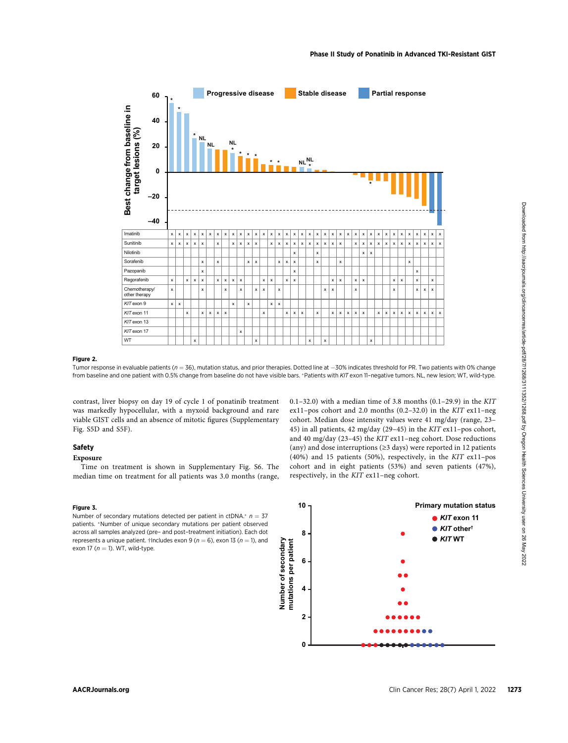**Figure 2.**

Tumor response in evaluable patients ($n = 36$), mutation status, and prior therapies. Dotted line at −30% indicates threshold for PR. Two patients with 0% change from baseline and one patient with 0.5% change from baseline do not have visible bars. *Patients with *KIT* exon 11–negative tumors. NL, new lesion; WT, wild-type.

contrast, liver biopsy on day 19 of cycle 1 of ponatinib treatment was markedly hypocellular, with a myxoid background and rare viable GIST cells and an absence of mitotic figures (Supplementary Fig. S5D and S5F).

## Safety

### Exposure

Time on treatment is shown in Supplementary Fig. S6. The median time on treatment for all patients was 3.0 months (range, 0.1–32.0) with a median time of 3.8 months (0.1–29.9) in the *KIT* ex11–pos cohort and 2.0 months (0.2–32.0) in the *KIT* ex11–neg cohort. Median dose intensity values were 41 mg/day (range, 23–45) in all patients, 42 mg/day (29–45) in the *KIT* ex11–pos cohort, and 40 mg/day (23–45) the *KIT* ex11–neg cohort. Dose reductions (any) and dose interruptions (≥3 days) were reported in 12 patients (40%) and 15 patients (50%), respectively, in the *KIT* ex11–pos cohort and in eight patients (53%) and seven patients (47%), respectively, in the *KIT* ex11–neg cohort.

**Figure 3.**

Number of secondary mutations detected per patient in ctDNA.* $n = 37$ patients. *Number of unique secondary mutations per patient observed across all samples analyzed (pre- and post-treatment initiation). Each dot represents a unique patient. †Includes exon 9 ($n = 6$), exon 13 ($n = 1$), and exon 17 ($n = 1$). WT, wild-type.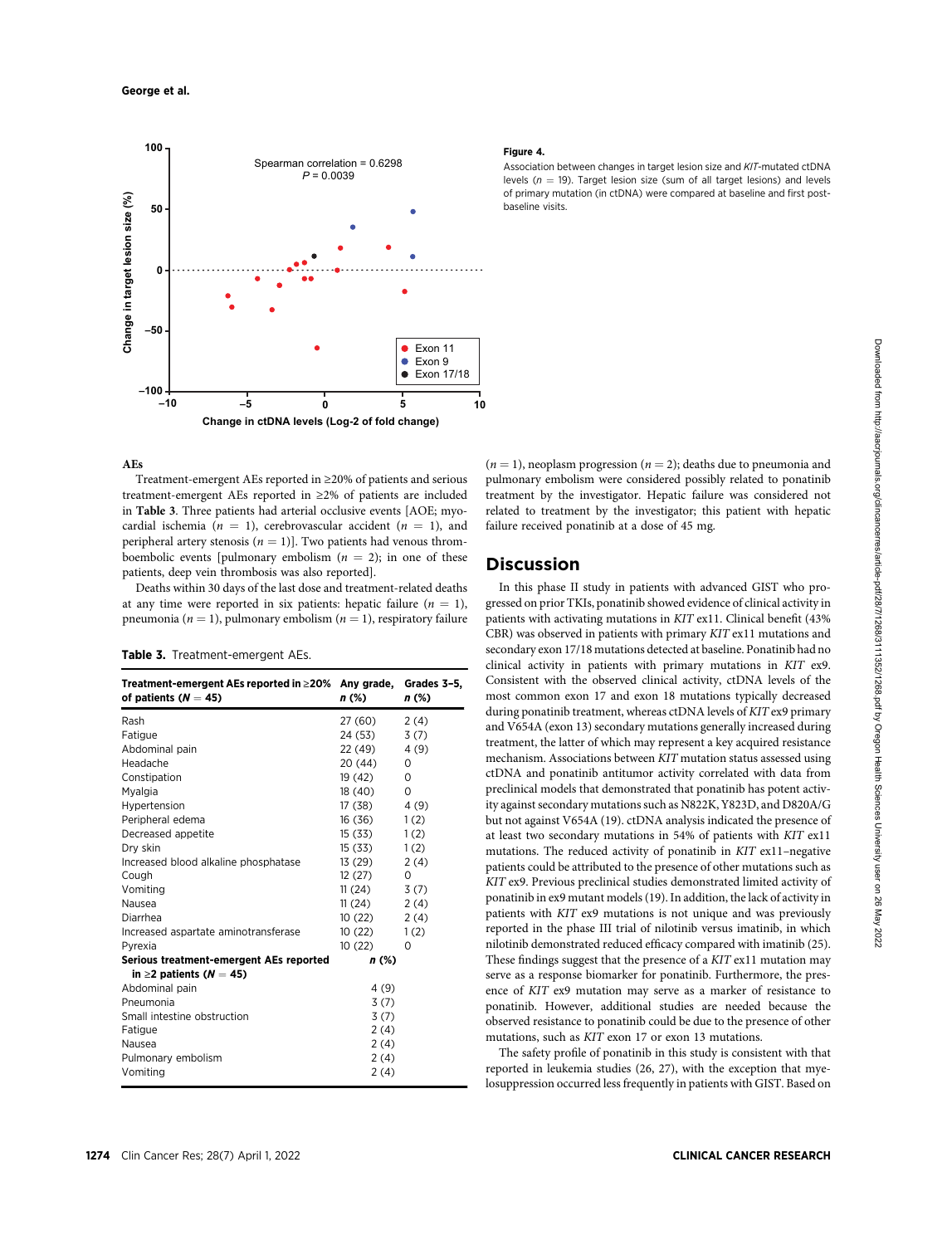Figure 4.

Association between changes in target lesion size and *KIT*-mutated ctDNA levels ($n = 19$). Target lesion size (sum of all target lesions) and levels of primary mutation (in ctDNA) were compared at baseline and first post-baseline visits.

### AEs

Treatment-emergent AEs reported in ≥20% of patients and serious treatment-emergent AEs reported in ≥2% of patients are included in **Table 3**. Three patients had arterial occlusive events [AOE; myocardial ischemia ($n = 1$), cerebrovascular accident ($n = 1$), and peripheral artery stenosis ($n = 1$)]. Two patients had venous thromboembolic events [pulmonary embolism ($n = 2$); in one of these patients, deep vein thrombosis was also reported].

Deaths within 30 days of the last dose and treatment-related deaths at any time were reported in six patients: hepatic failure ($n = 1$), pneumonia ($n = 1$), pulmonary embolism ($n = 1$), respiratory failure ($n = 1$), neoplasm progression ($n = 2$); deaths due to pneumonia and pulmonary embolism were considered possibly related to ponatinib treatment by the investigator. Hepatic failure was considered not related to treatment by the investigator; this patient with hepatic failure received ponatinib at a dose of 45 mg.

**Table 3.** Treatment-emergent AEs.

| Treatment-emergent AEs reported in ≥20% of patients ($N = 45$) | Any grade, *n* (%) | Grades 3–5, *n* (%) |
|---|---|---|
| Rash | 27 (60) | 2 (4) |
| Fatigue | 24 (53) | 3 (7) |
| Abdominal pain | 22 (49) | 4 (9) |
| Headache | 20 (44) | 0 |
| Constipation | 19 (42) | 0 |
| Myalgia | 18 (40) | 0 |
| Hypertension | 17 (38) | 4 (9) |
| Peripheral edema | 16 (36) | 1 (2) |
| Decreased appetite | 15 (33) | 1 (2) |
| Dry skin | 15 (33) | 1 (2) |
| Increased blood alkaline phosphatase | 13 (29) | 2 (4) |
| Cough | 12 (27) | 0 |
| Vomiting | 11 (24) | 3 (7) |
| Nausea | 11 (24) | 2 (4) |
| Diarrhea | 10 (22) | 2 (4) |
| Increased aspartate aminotransferase | 10 (22) | 1 (2) |
| Pyrexia | 10 (22) | 0 |
| **Serious treatment-emergent AEs reported in ≥2 patients ($N = 45$)** | ***n* (%)** | |
| Abdominal pain | 4 (9) | |
| Pneumonia | 3 (7) | |
| Small intestine obstruction | 3 (7) | |
| Fatigue | 2 (4) | |
| Nausea | 2 (4) | |
| Pulmonary embolism | 2 (4) | |
| Vomiting | 2 (4) | |

## Discussion

In this phase II study in patients with advanced GIST who progressed on prior TKIs, ponatinib showed evidence of clinical activity in patients with activating mutations in *KIT* ex11. Clinical benefit (43% CBR) was observed in patients with primary *KIT* ex11 mutations and secondary exon 17/18 mutations detected at baseline. Ponatinib had no clinical activity in patients with primary mutations in *KIT* ex9. Consistent with the observed clinical activity, ctDNA levels of the most common exon 17 and exon 18 mutations typically decreased during ponatinib treatment, whereas ctDNA levels of *KIT* ex9 primary and V654A (exon 13) secondary mutations generally increased during treatment, the latter of which may represent a key acquired resistance mechanism. Associations between *KIT* mutation status assessed using ctDNA and ponatinib antitumor activity correlated with data from preclinical models that demonstrated that ponatinib has potent activity against secondary mutations such as N822K, Y823D, and D820A/G but not against V654A (19). ctDNA analysis indicated the presence of at least two secondary mutations in 54% of patients with *KIT* ex11 mutations. The reduced activity of ponatinib in *KIT* ex11–negative patients could be attributed to the presence of other mutations such as *KIT* ex9. Previous preclinical studies demonstrated limited activity of ponatinib in ex9 mutant models (19). In addition, the lack of activity in patients with *KIT* ex9 mutations is not unique and was previously reported in the phase III trial of nilotinib versus imatinib, in which nilotinib demonstrated reduced efficacy compared with imatinib (25). These findings suggest that the presence of a *KIT* ex11 mutation may serve as a response biomarker for ponatinib. Furthermore, the presence of *KIT* ex9 mutation may serve as a marker of resistance to ponatinib. However, additional studies are needed because the observed resistance to ponatinib could be due to the presence of other mutations, such as *KIT* exon 17 or exon 13 mutations.

The safety profile of ponatinib in this study is consistent with that reported in leukemia studies (26, 27), with the exception that myelosuppression occurred less frequently in patients with GIST. Based on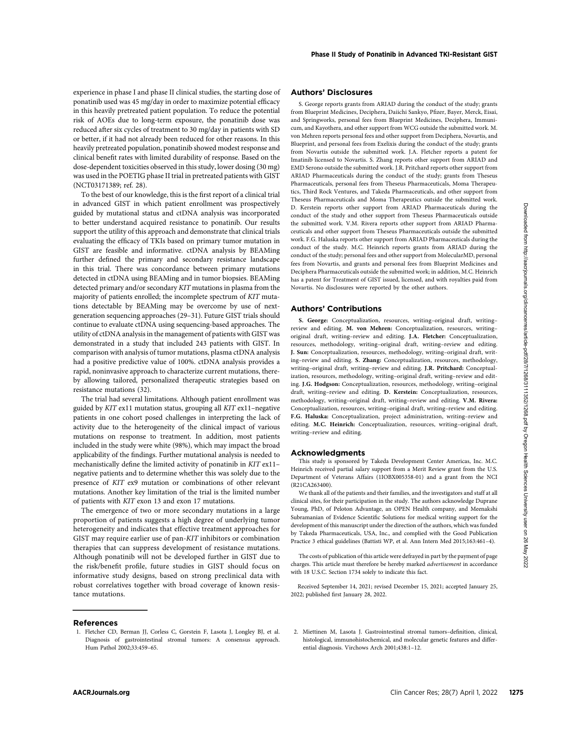experience in phase I and phase II clinical studies, the starting dose of ponatinib used was 45 mg/day in order to maximize potential efficacy in this heavily pretreated patient population. To reduce the potential risk of AOEs due to long-term exposure, the ponatinib dose was reduced after six cycles of treatment to 30 mg/day in patients with SD or better, if it had not already been reduced for other reasons. In this heavily pretreated population, ponatinib showed modest response and clinical benefit rates with limited durability of response. Based on the dose-dependent toxicities observed in this study, lower dosing (30 mg) was used in the POETIG phase II trial in pretreated patients with GIST (NCT03171389; ref. 28).

To the best of our knowledge, this is the first report of a clinical trial in advanced GIST in which patient enrollment was prospectively guided by mutational status and ctDNA analysis was incorporated to better understand acquired resistance to ponatinib. Our results support the utility of this approach and demonstrate that clinical trials evaluating the efficacy of TKIs based on primary tumor mutation in GIST are feasible and informative. ctDNA analysis by BEAMing further defined the primary and secondary resistance landscape in this trial. There was concordance between primary mutations detected in ctDNA using BEAMing and in tumor biopsies. BEAMing detected primary and/or secondary *KIT* mutations in plasma from the majority of patients enrolled; the incomplete spectrum of *KIT* mutations detectable by BEAMing may be overcome by use of next-generation sequencing approaches (29–31). Future GIST trials should continue to evaluate ctDNA using sequencing-based approaches. The utility of ctDNA analysis in the management of patients with GIST was demonstrated in a study that included 243 patients with GIST. In comparison with analysis of tumor mutations, plasma ctDNA analysis had a positive predictive value of 100%. ctDNA analysis provides a rapid, noninvasive approach to characterize current mutations, thereby allowing tailored, personalized therapeutic strategies based on resistance mutations (32).

The trial had several limitations. Although patient enrollment was guided by *KIT* ex11 mutation status, grouping all *KIT* ex11–negative patients in one cohort posed challenges in interpreting the lack of activity due to the heterogeneity of the clinical impact of various mutations on response to treatment. In addition, most patients included in the study were white (98%), which may impact the broad applicability of the findings. Further mutational analysis is needed to mechanistically define the limited activity of ponatinib in *KIT* ex11–negative patients and to determine whether this was solely due to the presence of *KIT* ex9 mutation or combinations of other relevant mutations. Another key limitation of the trial is the limited number of patients with *KIT* exon 13 and exon 17 mutations.

The emergence of two or more secondary mutations in a large proportion of patients suggests a high degree of underlying tumor heterogeneity and indicates that effective treatment approaches for GIST may require earlier use of pan-*KIT* inhibitors or combination therapies that can suppress development of resistance mutations. Although ponatinib will not be developed further in GIST due to the risk/benefit profile, future studies in GIST should focus on informative study designs, based on strong preclinical data with robust correlatives together with broad coverage of known resistance mutations.

## Authors' Disclosures

S. George reports grants from ARIAD during the conduct of the study; grants from Blueprint Medicines, Deciphera, Daiichi Sankyo, Pfizer, Bayer, Merck, Eisai, and Springworks, personal fees from Blueprint Medicines, Deciphera, Immunicum, and Kayothera, and other support from WCG outside the submitted work. M. von Mehren reports personal fees and other support from Deciphera, Novartis, and Blueprint, and personal fees from Exelixis during the conduct of the study; grants from Novartis outside the submitted work. J.A. Fletcher reports a patent for Imatinib licensed to Novartis. S. Zhang reports other support from ARIAD and EMD Serono outside the submitted work. J.R. Pritchard reports other support from ARIAD Pharmaceuticals during the conduct of the study; grants from Theseus Pharmaceuticals, personal fees from Theseus Pharmaceuticals, Moma Therapeutics, Third Rock Ventures, and Takeda Pharmaceuticals, and other support from Theseus Pharmaceuticals and Moma Therapeutics outside the submitted work. D. Kerstein reports other support from ARIAD Pharmaceuticals during the conduct of the study and other support from Theseus Pharmaceuticals outside the submitted work. V.M. Rivera reports other support from ARIAD Pharmaceuticals and other support from Theseus Pharmaceuticals outside the submitted work. F.G. Haluska reports other support from ARIAD Pharmaceuticals during the conduct of the study. M.C. Heinrich reports grants from ARIAD during the conduct of the study; personal fees and other support from MolecularMD, personal fees from Novartis, and grants and personal fees from Blueprint Medicines and Deciphera Pharmaceuticals outside the submitted work; in addition, M.C. Heinrich has a patent for Treatment of GIST issued, licensed, and with royalties paid from Novartis. No disclosures were reported by the other authors.

## Authors' Contributions

**S. George:** Conceptualization, resources, writing–original draft, writing–review and editing. **M. von Mehren:** Conceptualization, resources, writing–original draft, writing–review and editing. **J.A. Fletcher:** Conceptualization, resources, methodology, writing–original draft, writing–review and editing. **J. Sun:** Conceptualization, resources, methodology, writing–original draft, writing–review and editing. **S. Zhang:** Conceptualization, resources, methodology, writing–original draft, writing–review and editing. **J.R. Pritchard:** Conceptualization, resources, methodology, writing–original draft, writing–review and editing. **J.G. Hodgson:** Conceptualization, resources, methodology, writing–original draft, writing–review and editing. **D. Kerstein:** Conceptualization, resources, methodology, writing–original draft, writing–review and editing. **V.M. Rivera:** Conceptualization, resources, writing–original draft, writing–review and editing. **F.G. Haluska:** Conceptualization, project administration, writing–review and editing. **M.C. Heinrich:** Conceptualization, resources, writing–original draft, writing–review and editing.

## Acknowledgments

This study is sponsored by Takeda Development Center Americas, Inc. M.C. Heinrich received partial salary support from a Merit Review grant from the U.S. Department of Veterans Affairs (1IOBX005358-01) and a grant from the NCI (R21CA263400).

We thank all of the patients and their families, and the investigators and staff at all clinical sites, for their participation in the study. The authors acknowledge Duprane Young, PhD, of Peloton Advantage, an OPEN Health company, and Meenakshi Subramanian of Evidence Scientific Solutions for medical writing support for the development of this manuscript under the direction of the authors, which was funded by Takeda Pharmaceuticals, USA, Inc., and complied with the Good Publication Practice 3 ethical guidelines (Battisti WP, et al. Ann Intern Med 2015;163:461–4).

The costs of publication of this article were defrayed in part by the payment of page charges. This article must therefore be hereby marked *advertisement* in accordance with 18 U.S.C. Section 1734 solely to indicate this fact.

Received September 14, 2021; revised December 15, 2021; accepted January 25, 2022; published first January 28, 2022.

## References

1. Fletcher CD, Berman JJ, Corless C, Gorstein F, Lasota J, Longley BJ, et al. Diagnosis of gastrointestinal stromal tumors: A consensus approach. Hum Pathol 2002;33:459–65.
2. Miettinen M, Lasota J. Gastrointestinal stromal tumors–definition, clinical, histological, immunohistochemical, and molecular genetic features and differential diagnosis. Virchows Arch 2001;438:1–12.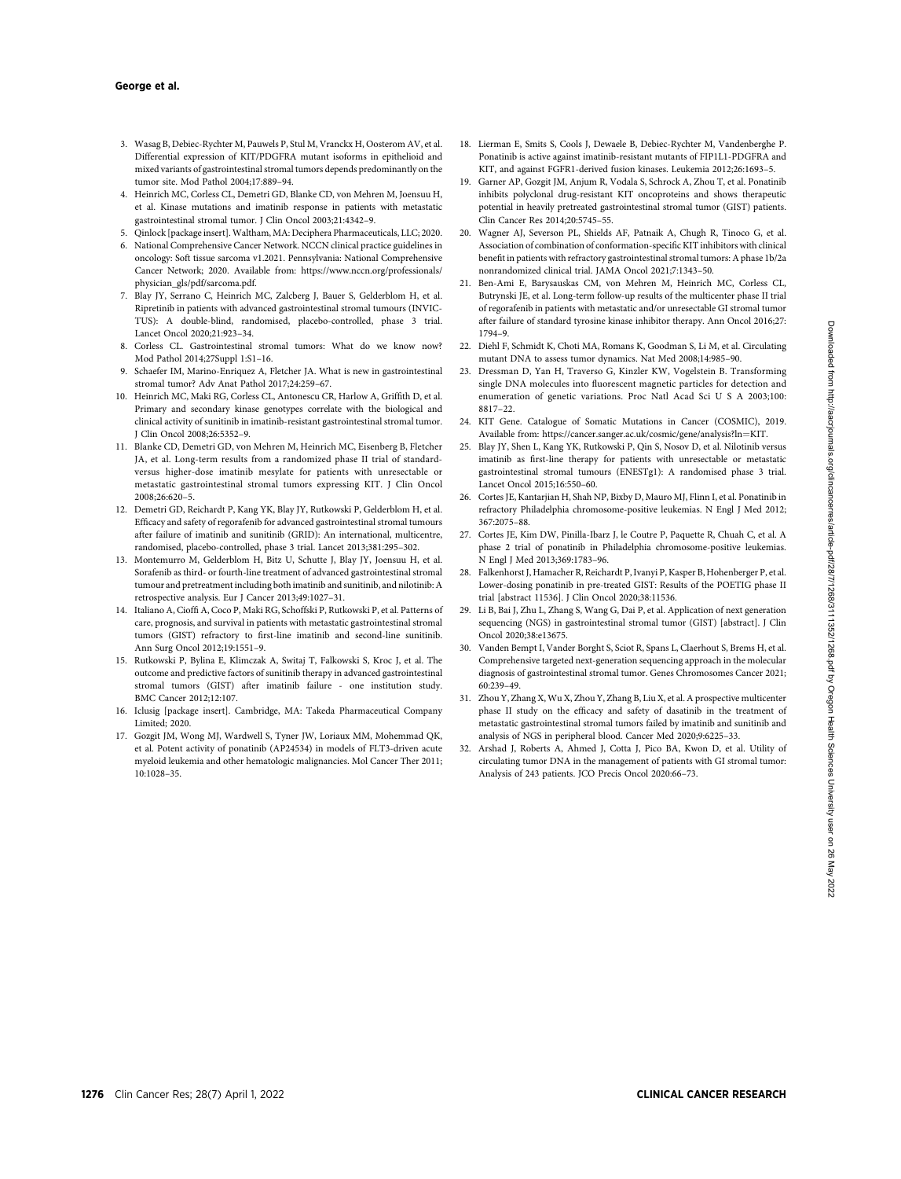3. Wasag B, Debiec-Rychter M, Pauwels P, Stul M, Vranckx H, Oosterom AV, et al. Differential expression of KIT/PDGFRA mutant isoforms in epithelioid and mixed variants of gastrointestinal stromal tumors depends predominantly on the tumor site. Mod Pathol 2004;17:889–94.
4. Heinrich MC, Corless CL, Demetri GD, Blanke CD, von Mehren M, Joensuu H, et al. Kinase mutations and imatinib response in patients with metastatic gastrointestinal stromal tumor. J Clin Oncol 2003;21:4342–9.
5. Qinlock [package insert]. Waltham, MA: Deciphera Pharmaceuticals, LLC; 2020.
6. National Comprehensive Cancer Network. NCCN clinical practice guidelines in oncology: Soft tissue sarcoma v1.2021. Pennsylvania: National Comprehensive Cancer Network; 2020. Available from: https://www.nccn.org/professionals/physician_gls/pdf/sarcoma.pdf.
7. Blay JY, Serrano C, Heinrich MC, Zalcberg J, Bauer S, Gelderblom H, et al. Ripretinib in patients with advanced gastrointestinal stromal tumours (INVICTUS): A double-blind, randomised, placebo-controlled, phase 3 trial. Lancet Oncol 2020;21:923–34.
8. Corless CL. Gastrointestinal stromal tumors: What do we know now? Mod Pathol 2014;27Suppl 1:S1–16.
9. Schaefer IM, Marino-Enriquez A, Fletcher JA. What is new in gastrointestinal stromal tumor? Adv Anat Pathol 2017;24:259–67.
10. Heinrich MC, Maki RG, Corless CL, Antonescu CR, Harlow A, Griffith D, et al. Primary and secondary kinase genotypes correlate with the biological and clinical activity of sunitinib in imatinib-resistant gastrointestinal stromal tumor. J Clin Oncol 2008;26:5352–9.
11. Blanke CD, Demetri GD, von Mehren M, Heinrich MC, Eisenberg B, Fletcher JA, et al. Long-term results from a randomized phase II trial of standard- versus higher-dose imatinib mesylate for patients with unresectable or metastatic gastrointestinal stromal tumors expressing KIT. J Clin Oncol 2008;26:620–5.
12. Demetri GD, Reichardt P, Kang YK, Blay JY, Rutkowski P, Gelderblom H, et al. Efficacy and safety of regorafenib for advanced gastrointestinal stromal tumours after failure of imatinib and sunitinib (GRID): An international, multicentre, randomised, placebo-controlled, phase 3 trial. Lancet 2013;381:295–302.
13. Montemurro M, Gelderblom H, Bitz U, Schutte J, Blay JY, Joensuu H, et al. Sorafenib as third- or fourth-line treatment of advanced gastrointestinal stromal tumour and pretreatment including both imatinib and sunitinib, and nilotinib: A retrospective analysis. Eur J Cancer 2013;49:1027–31.
14. Italiano A, Cioffi A, Coco P, Maki RG, Schoffski P, Rutkowski P, et al. Patterns of care, prognosis, and survival in patients with metastatic gastrointestinal stromal tumors (GIST) refractory to first-line imatinib and second-line sunitinib. Ann Surg Oncol 2012;19:1551–9.
15. Rutkowski P, Bylina E, Klimczak A, Switaj T, Falkowski S, Kroc J, et al. The outcome and predictive factors of sunitinib therapy in advanced gastrointestinal stromal tumors (GIST) after imatinib failure - one institution study. BMC Cancer 2012;12:107.
16. Iclusig [package insert]. Cambridge, MA: Takeda Pharmaceutical Company Limited; 2020.
17. Gozgit JM, Wong MJ, Wardwell S, Tyner JW, Loriaux MM, Mohemmad QK, et al. Potent activity of ponatinib (AP24534) in models of FLT3-driven acute myeloid leukemia and other hematologic malignancies. Mol Cancer Ther 2011;10:1028–35.
18. Lierman E, Smits S, Cools J, Dewaele B, Debiec-Rychter M, Vandenberghe P. Ponatinib is active against imatinib-resistant mutants of FIP1L1-PDGFRA and KIT, and against FGFR1-derived fusion kinases. Leukemia 2012;26:1693–5.
19. Garner AP, Gozgit JM, Anjum R, Vodala S, Schrock A, Zhou T, et al. Ponatinib inhibits polyclonal drug-resistant KIT oncoproteins and shows therapeutic potential in heavily pretreated gastrointestinal stromal tumor (GIST) patients. Clin Cancer Res 2014;20:5745–55.
20. Wagner AJ, Severson PL, Shields AF, Patnaik A, Chugh R, Tinoco G, et al. Association of combination of conformation-specific KIT inhibitors with clinical benefit in patients with refractory gastrointestinal stromal tumors: A phase 1b/2a nonrandomized clinical trial. JAMA Oncol 2021;7:1343–50.
21. Ben-Ami E, Barysauskas CM, von Mehren M, Heinrich MC, Corless CL, Butrynski JE, et al. Long-term follow-up results of the multicenter phase II trial of regorafenib in patients with metastatic and/or unresectable GI stromal tumor after failure of standard tyrosine kinase inhibitor therapy. Ann Oncol 2016;27:1794–9.
22. Diehl F, Schmidt K, Choti MA, Romans K, Goodman S, Li M, et al. Circulating mutant DNA to assess tumor dynamics. Nat Med 2008;14:985–90.
23. Dressman D, Yan H, Traverso G, Kinzler KW, Vogelstein B. Transforming single DNA molecules into fluorescent magnetic particles for detection and enumeration of genetic variations. Proc Natl Acad Sci U S A 2003;100:8817–22.
24. KIT Gene. Catalogue of Somatic Mutations in Cancer (COSMIC), 2019. Available from: https://cancer.sanger.ac.uk/cosmic/gene/analysis?ln=KIT.
25. Blay JY, Shen L, Kang YK, Rutkowski P, Qin S, Nosov D, et al. Nilotinib versus imatinib as first-line therapy for patients with unresectable or metastatic gastrointestinal stromal tumours (ENESTg1): A randomised phase 3 trial. Lancet Oncol 2015;16:550–60.
26. Cortes JE, Kantarjian H, Shah NP, Bixby D, Mauro MJ, Flinn I, et al. Ponatinib in refractory Philadelphia chromosome-positive leukemias. N Engl J Med 2012;367:2075–88.
27. Cortes JE, Kim DW, Pinilla-Ibarz J, le Coutre P, Paquette R, Chuah C, et al. A phase 2 trial of ponatinib in Philadelphia chromosome-positive leukemias. N Engl J Med 2013;369:1783–96.
28. Falkenhorst J, Hamacher R, Reichardt P, Ivanyi P, Kasper B, Hohenberger P, et al. Lower-dosing ponatinib in pre-treated GIST: Results of the POETIG phase II trial [abstract 11536]. J Clin Oncol 2020;38:11536.
29. Li B, Bai J, Zhu L, Zhang S, Wang G, Dai P, et al. Application of next generation sequencing (NGS) in gastrointestinal stromal tumor (GIST) [abstract]. J Clin Oncol 2020;38:e13675.
30. Vanden Bempt I, Vander Borght S, Sciot R, Spans L, Claerhout S, Brems H, et al. Comprehensive targeted next-generation sequencing approach in the molecular diagnosis of gastrointestinal stromal tumor. Genes Chromosomes Cancer 2021;60:239–49.
31. Zhou Y, Zhang X, Wu X, Zhou Y, Zhang B, Liu X, et al. A prospective multicenter phase II study on the efficacy and safety of dasatinib in the treatment of metastatic gastrointestinal stromal tumors failed by imatinib and sunitinib and analysis of NGS in peripheral blood. Cancer Med 2020;9:6225–33.
32. Arshad J, Roberts A, Ahmed J, Cotta J, Pico BA, Kwon D, et al. Utility of circulating tumor DNA in the management of patients with GI stromal tumor: Analysis of 243 patients. JCO Precis Oncol 2020:66–73.